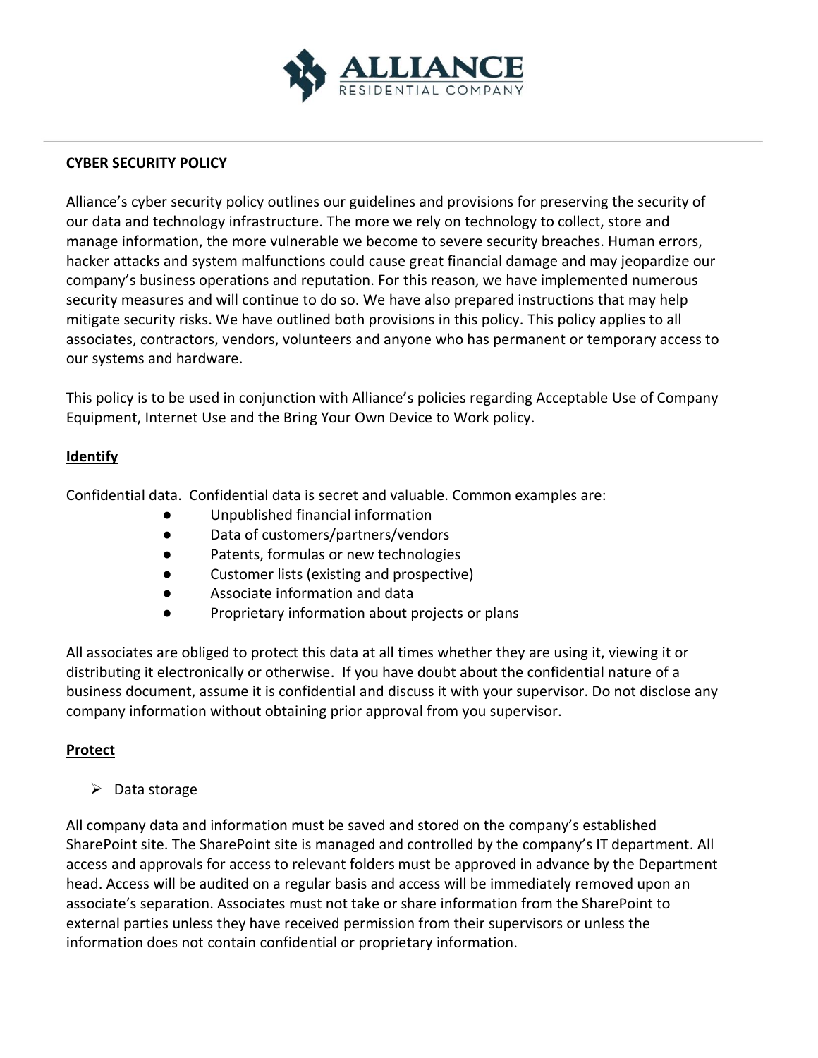**ALLIANCE**
RESIDENTIAL COMPANY

# CYBER SECURITY POLICY

Alliance's cyber security policy outlines our guidelines and provisions for preserving the security of our data and technology infrastructure. The more we rely on technology to collect, store and manage information, the more vulnerable we become to severe security breaches. Human errors, hacker attacks and system malfunctions could cause great financial damage and may jeopardize our company's business operations and reputation. For this reason, we have implemented numerous security measures and will continue to do so. We have also prepared instructions that may help mitigate security risks. We have outlined both provisions in this policy. This policy applies to all associates, contractors, vendors, volunteers and anyone who has permanent or temporary access to our systems and hardware.

This policy is to be used in conjunction with Alliance's policies regarding Acceptable Use of Company Equipment, Internet Use and the Bring Your Own Device to Work policy.

## Identify

Confidential data. Confidential data is secret and valuable. Common examples are:

- Unpublished financial information
- Data of customers/partners/vendors
- Patents, formulas or new technologies
- Customer lists (existing and prospective)
- Associate information and data
- Proprietary information about projects or plans

All associates are obliged to protect this data at all times whether they are using it, viewing it or distributing it electronically or otherwise. If you have doubt about the confidential nature of a business document, assume it is confidential and discuss it with your supervisor. Do not disclose any company information without obtaining prior approval from you supervisor.

## Protect

- Data storage

All company data and information must be saved and stored on the company's established SharePoint site. The SharePoint site is managed and controlled by the company's IT department. All access and approvals for access to relevant folders must be approved in advance by the Department head. Access will be audited on a regular basis and access will be immediately removed upon an associate's separation. Associates must not take or share information from the SharePoint to external parties unless they have received permission from their supervisors or unless the information does not contain confidential or proprietary information.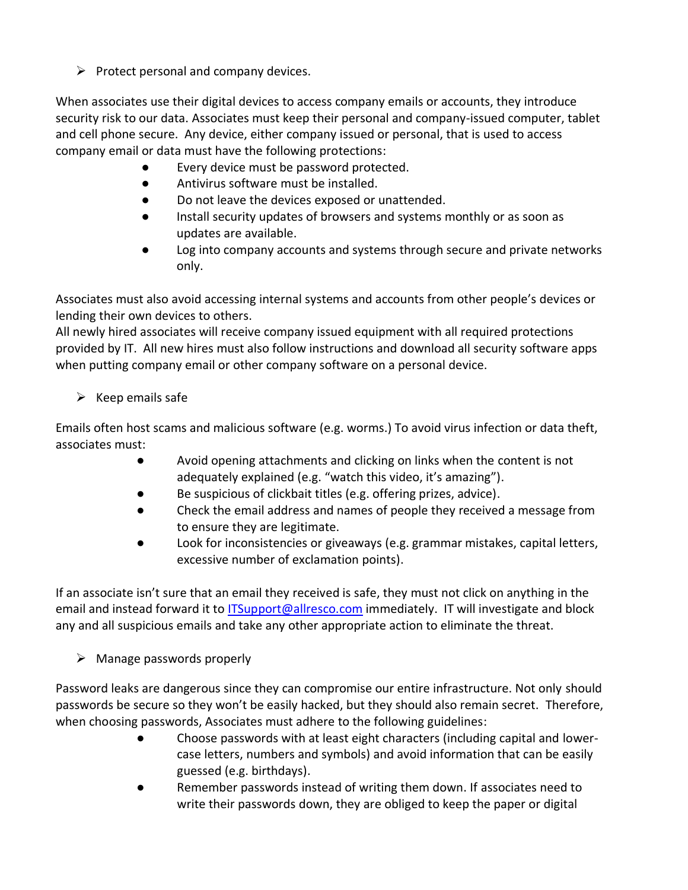- Protect personal and company devices.

When associates use their digital devices to access company emails or accounts, they introduce security risk to our data. Associates must keep their personal and company-issued computer, tablet and cell phone secure. Any device, either company issued or personal, that is used to access company email or data must have the following protections:

- Every device must be password protected.
- Antivirus software must be installed.
- Do not leave the devices exposed or unattended.
- Install security updates of browsers and systems monthly or as soon as updates are available.
- Log into company accounts and systems through secure and private networks only.

Associates must also avoid accessing internal systems and accounts from other people's devices or lending their own devices to others.
All newly hired associates will receive company issued equipment with all required protections provided by IT. All new hires must also follow instructions and download all security software apps when putting company email or other company software on a personal device.

- Keep emails safe

Emails often host scams and malicious software (e.g. worms.) To avoid virus infection or data theft, associates must:

- Avoid opening attachments and clicking on links when the content is not adequately explained (e.g. "watch this video, it's amazing").
- Be suspicious of clickbait titles (e.g. offering prizes, advice).
- Check the email address and names of people they received a message from to ensure they are legitimate.
- Look for inconsistencies or giveaways (e.g. grammar mistakes, capital letters, excessive number of exclamation points).

If an associate isn't sure that an email they received is safe, they must not click on anything in the email and instead forward it to ITSupport@allresco.com immediately. IT will investigate and block any and all suspicious emails and take any other appropriate action to eliminate the threat.

- Manage passwords properly

Password leaks are dangerous since they can compromise our entire infrastructure. Not only should passwords be secure so they won't be easily hacked, but they should also remain secret. Therefore, when choosing passwords, Associates must adhere to the following guidelines:

- Choose passwords with at least eight characters (including capital and lower-case letters, numbers and symbols) and avoid information that can be easily guessed (e.g. birthdays).
- Remember passwords instead of writing them down. If associates need to write their passwords down, they are obliged to keep the paper or digital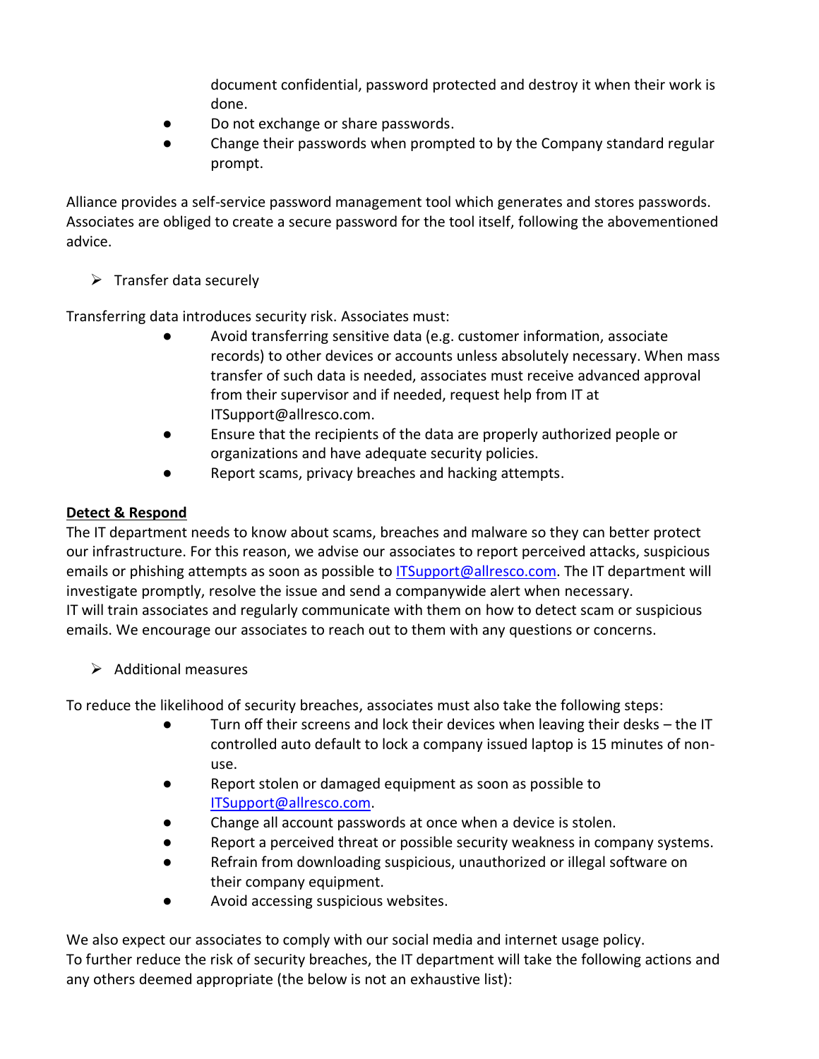document confidential, password protected and destroy it when their work is done.
- Do not exchange or share passwords.
- Change their passwords when prompted to by the Company standard regular prompt.

Alliance provides a self-service password management tool which generates and stores passwords. Associates are obliged to create a secure password for the tool itself, following the abovementioned advice.

- Transfer data securely

Transferring data introduces security risk. Associates must:

- Avoid transferring sensitive data (e.g. customer information, associate records) to other devices or accounts unless absolutely necessary. When mass transfer of such data is needed, associates must receive advanced approval from their supervisor and if needed, request help from IT at ITSupport@allresco.com.
- Ensure that the recipients of the data are properly authorized people or organizations and have adequate security policies.
- Report scams, privacy breaches and hacking attempts.

**Detect & Respond**

The IT department needs to know about scams, breaches and malware so they can better protect our infrastructure. For this reason, we advise our associates to report perceived attacks, suspicious emails or phishing attempts as soon as possible to ITSupport@allresco.com. The IT department will investigate promptly, resolve the issue and send a companywide alert when necessary.
IT will train associates and regularly communicate with them on how to detect scam or suspicious emails. We encourage our associates to reach out to them with any questions or concerns.

- Additional measures

To reduce the likelihood of security breaches, associates must also take the following steps:

- Turn off their screens and lock their devices when leaving their desks – the IT controlled auto default to lock a company issued laptop is 15 minutes of non-use.
- Report stolen or damaged equipment as soon as possible to ITSupport@allresco.com.
- Change all account passwords at once when a device is stolen.
- Report a perceived threat or possible security weakness in company systems.
- Refrain from downloading suspicious, unauthorized or illegal software on their company equipment.
- Avoid accessing suspicious websites.

We also expect our associates to comply with our social media and internet usage policy.
To further reduce the risk of security breaches, the IT department will take the following actions and any others deemed appropriate (the below is not an exhaustive list):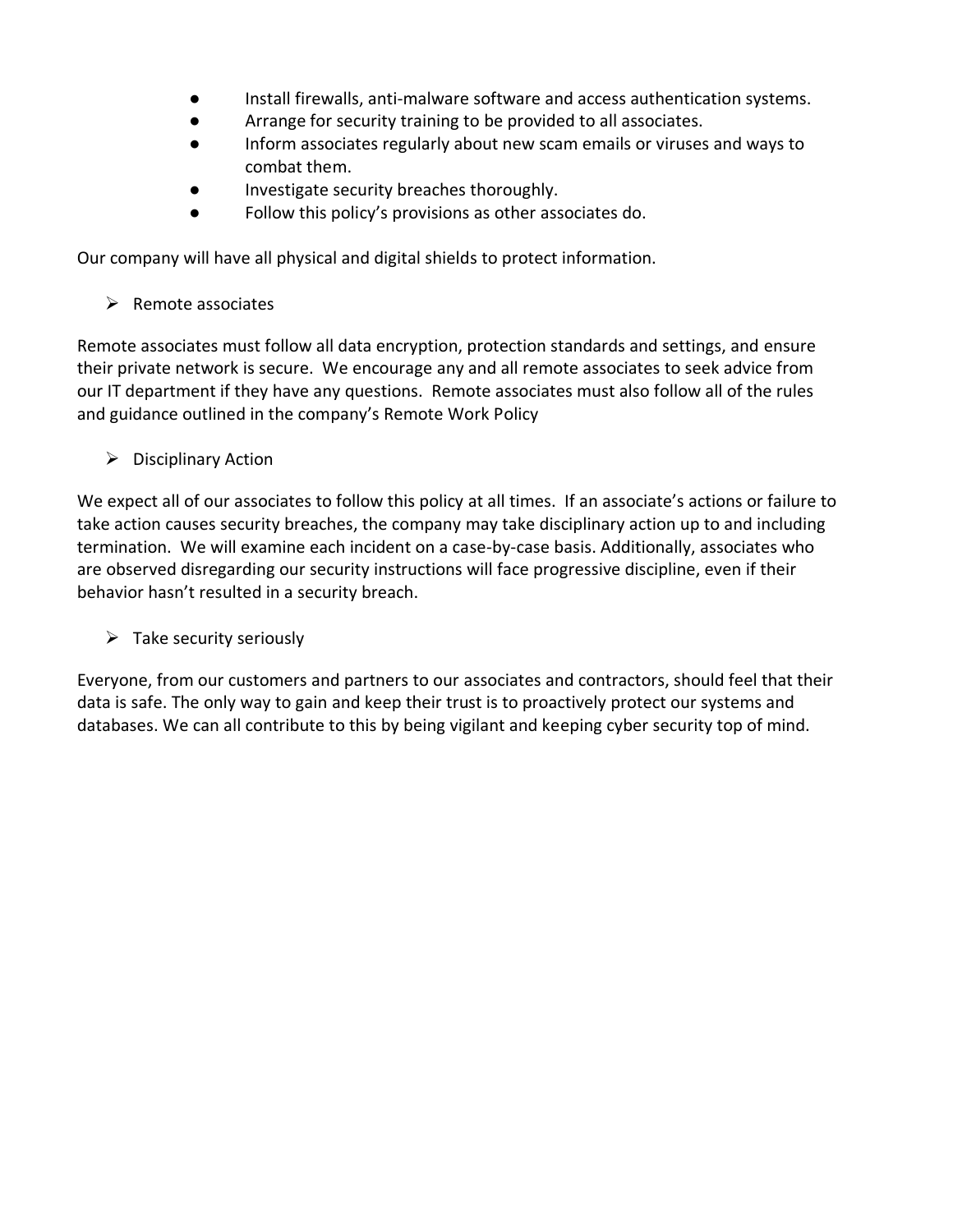- Install firewalls, anti-malware software and access authentication systems.
- Arrange for security training to be provided to all associates.
- Inform associates regularly about new scam emails or viruses and ways to combat them.
- Investigate security breaches thoroughly.
- Follow this policy's provisions as other associates do.

Our company will have all physical and digital shields to protect information.

- Remote associates

Remote associates must follow all data encryption, protection standards and settings, and ensure their private network is secure. We encourage any and all remote associates to seek advice from our IT department if they have any questions. Remote associates must also follow all of the rules and guidance outlined in the company's Remote Work Policy

- Disciplinary Action

We expect all of our associates to follow this policy at all times. If an associate's actions or failure to take action causes security breaches, the company may take disciplinary action up to and including termination. We will examine each incident on a case-by-case basis. Additionally, associates who are observed disregarding our security instructions will face progressive discipline, even if their behavior hasn't resulted in a security breach.

- Take security seriously

Everyone, from our customers and partners to our associates and contractors, should feel that their data is safe. The only way to gain and keep their trust is to proactively protect our systems and databases. We can all contribute to this by being vigilant and keeping cyber security top of mind.